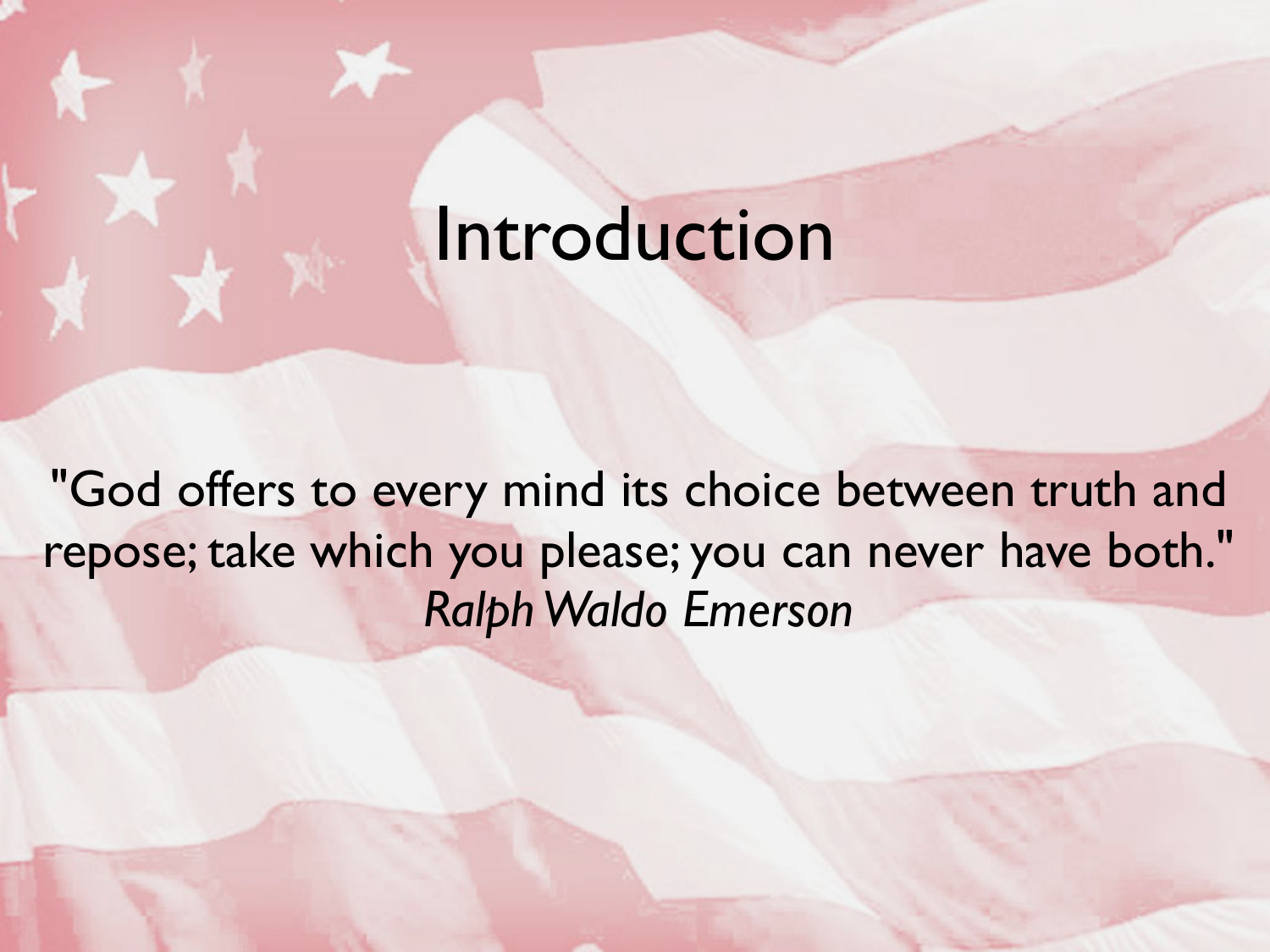# Introduction

"God offers to every mind its choice between truth and repose; take which you please; you can never have both."
*Ralph Waldo Emerson*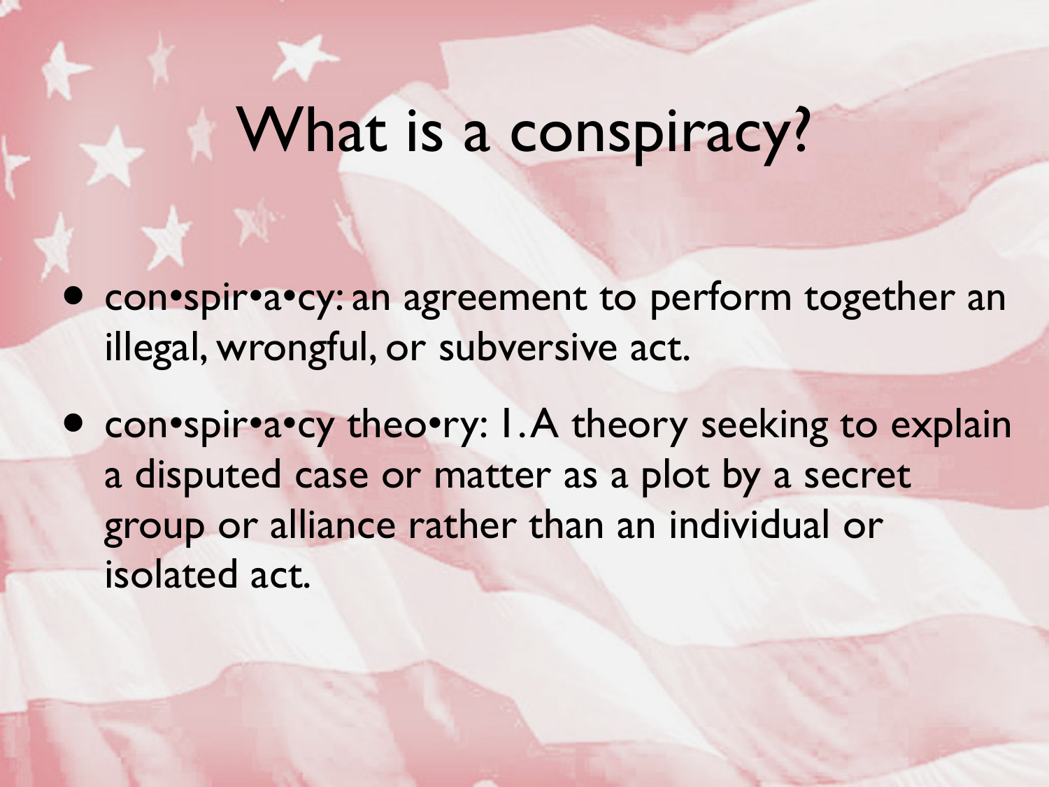# What is a conspiracy?

- con•spir•a•cy: an agreement to perform together an illegal, wrongful, or subversive act.
- con•spir•a•cy theo•ry: 1. A theory seeking to explain a disputed case or matter as a plot by a secret group or alliance rather than an individual or isolated act.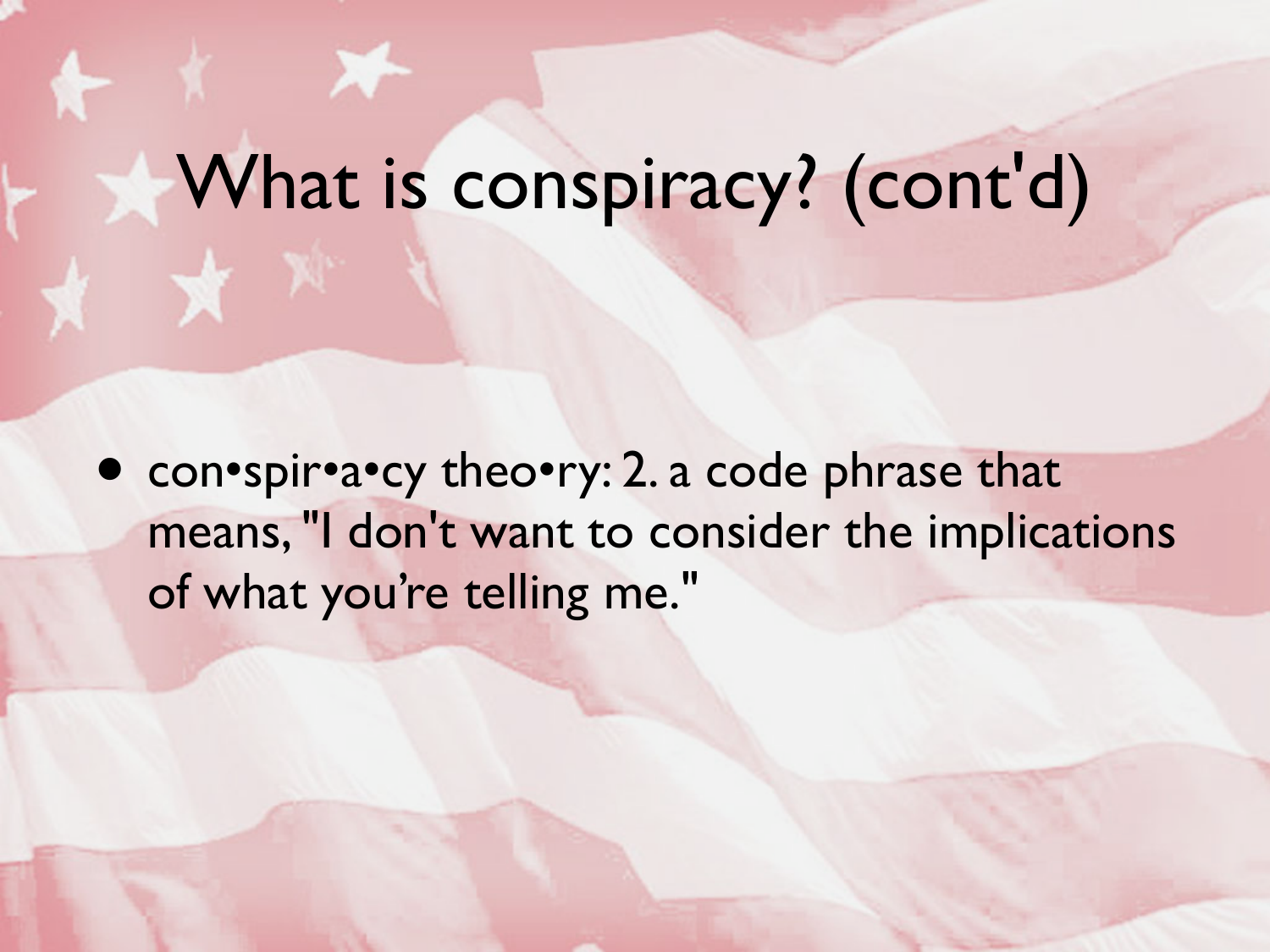# What is conspiracy? (cont'd)

- con•spir•a•cy theo•ry: 2. a code phrase that means, "I don't want to consider the implications of what you're telling me."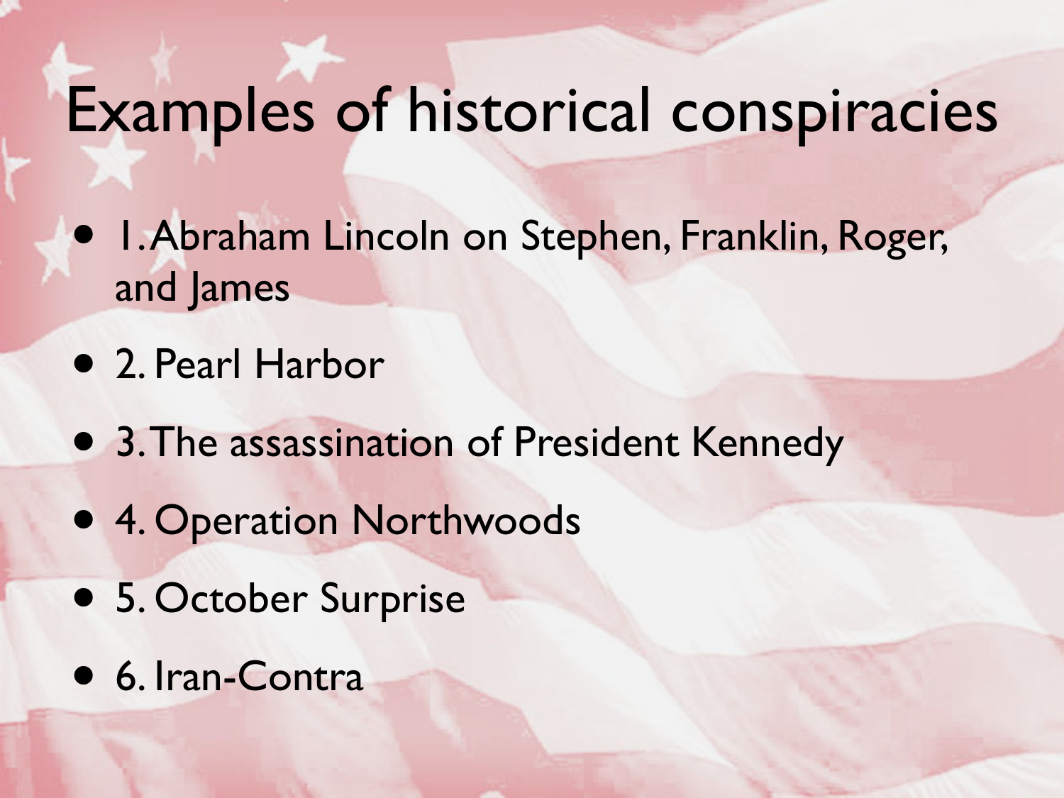# Examples of historical conspiracies

- 1. Abraham Lincoln on Stephen, Franklin, Roger, and James
- 2. Pearl Harbor
- 3. The assassination of President Kennedy
- 4. Operation Northwoods
- 5. October Surprise
- 6. Iran-Contra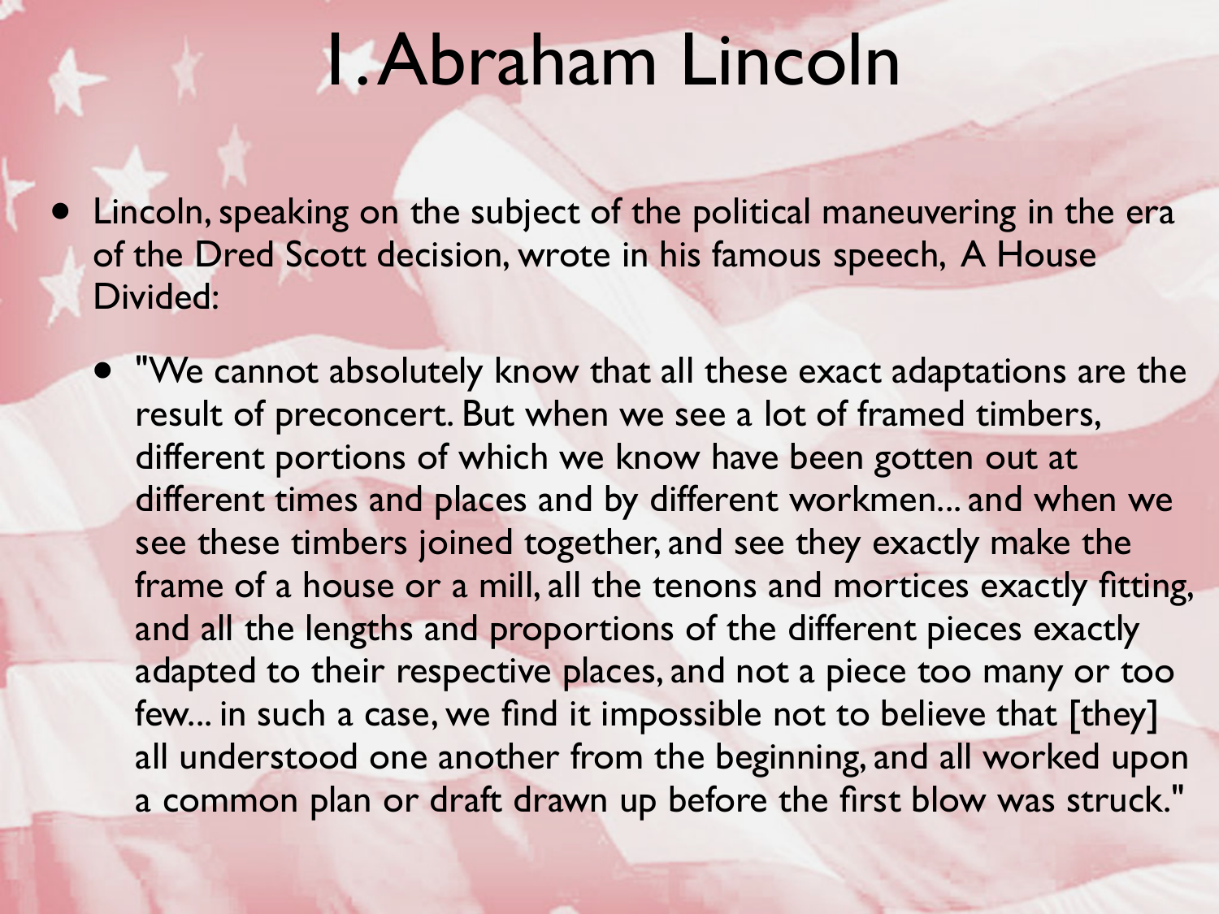# 1. Abraham Lincoln

- Lincoln, speaking on the subject of the political maneuvering in the era of the Dred Scott decision, wrote in his famous speech, A House Divided:
  - "We cannot absolutely know that all these exact adaptations are the result of preconcert. But when we see a lot of framed timbers, different portions of which we know have been gotten out at different times and places and by different workmen... and when we see these timbers joined together, and see they exactly make the frame of a house or a mill, all the tenons and mortices exactly fitting, and all the lengths and proportions of the different pieces exactly adapted to their respective places, and not a piece too many or too few... in such a case, we find it impossible not to believe that [they] all understood one another from the beginning, and all worked upon a common plan or draft drawn up before the first blow was struck."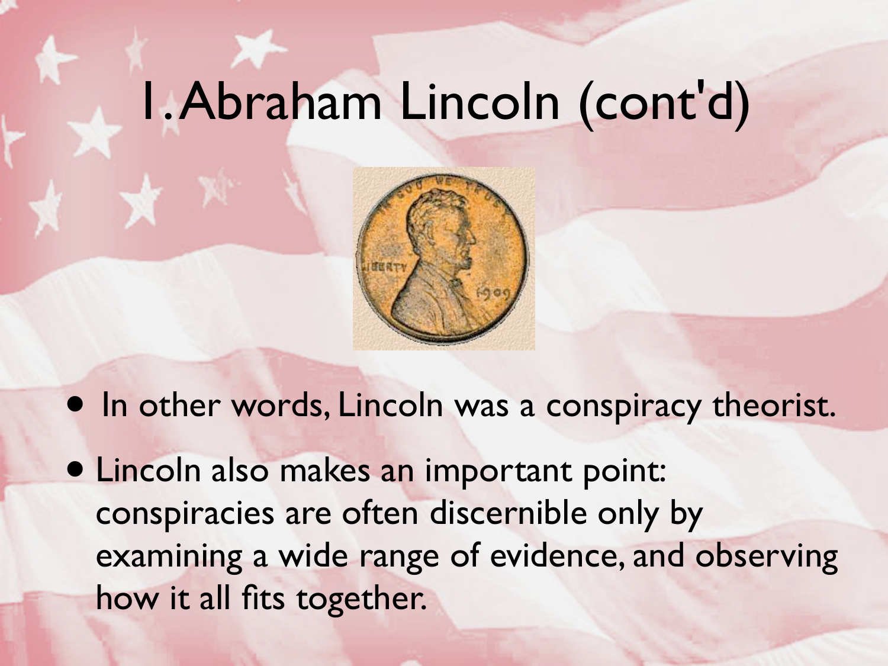# 1. Abraham Lincoln (cont'd)

- In other words, Lincoln was a conspiracy theorist.
- Lincoln also makes an important point: conspiracies are often discernible only by examining a wide range of evidence, and observing how it all fits together.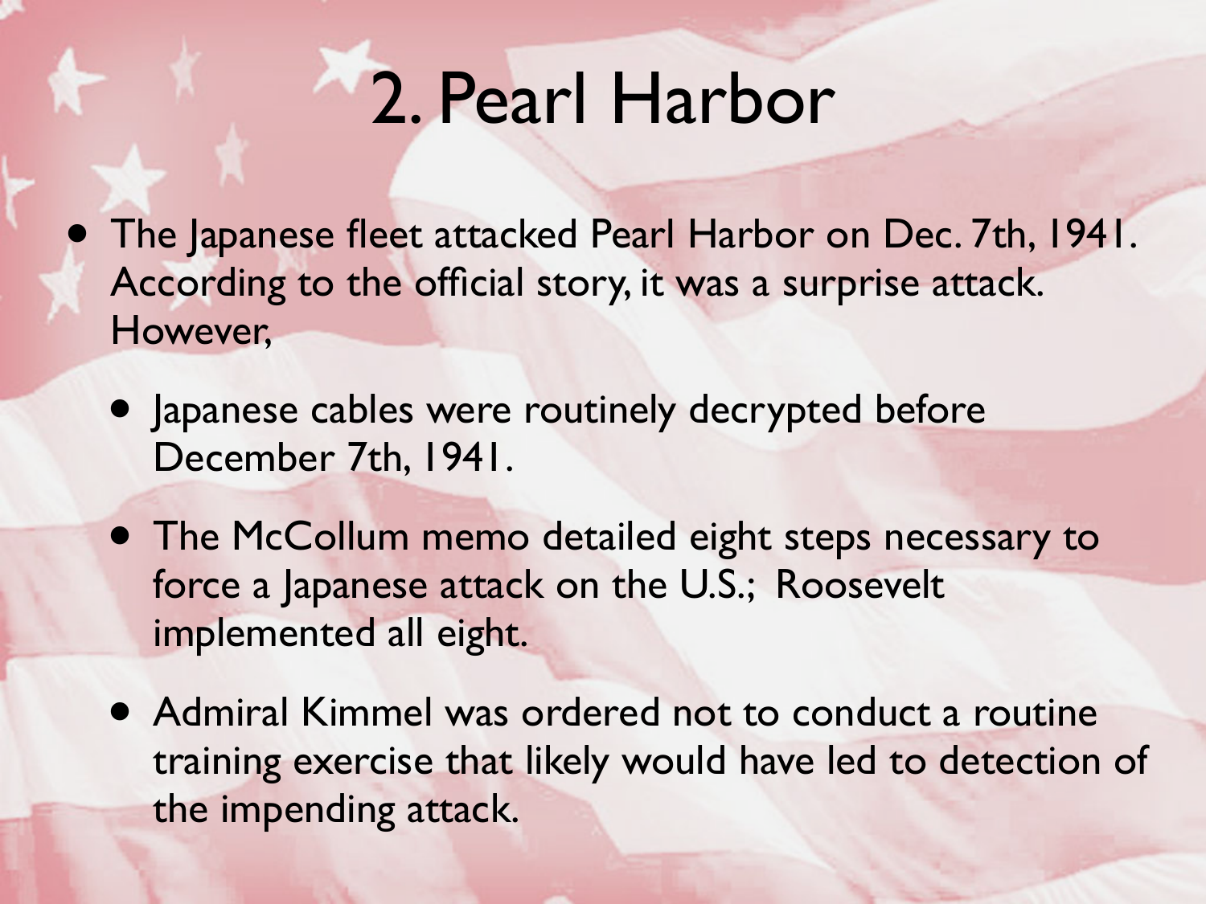# 2. Pearl Harbor

- The Japanese fleet attacked Pearl Harbor on Dec. 7th, 1941. According to the official story, it was a surprise attack. However,
  - Japanese cables were routinely decrypted before December 7th, 1941.
  - The McCollum memo detailed eight steps necessary to force a Japanese attack on the U.S.; Roosevelt implemented all eight.
  - Admiral Kimmel was ordered not to conduct a routine training exercise that likely would have led to detection of the impending attack.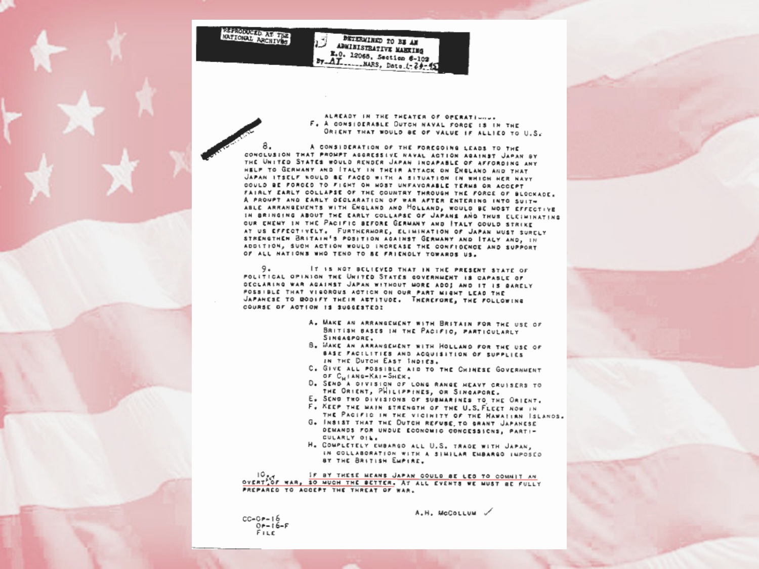REPRODUCED AT THE NATIONAL ARCHIVES

DETERMINED TO BE AN ADMINISTRATIVE MARKING
E.O. 12065, Section 6-102
By AT NARS, Date 1-24-45

CONFIDENTIAL

ALREADY IN THE THEATER OF OPERATIONS.

F. A CONSIDERABLE DUTCH NAVAL FORCE IS IN THE ORIENT THAT WOULD BE OF VALUE IF ALLIED TO U.S.

8. A CONSIDERATION OF THE FOREGOING LEADS TO THE CONCLUSION THAT PROMPT AGGRESSIVE NAVAL ACTION AGAINST JAPAN BY THE UNITED STATES WOULD RENDER JAPAN INCAPABLE OF AFFORDING ANY HELP TO GERMANY AND ITALY IN THEIR ATTACK ON ENGLAND AND THAT JAPAN ITSELF WOULD BE FACED WITH A SITUATION IN WHICH HER NAVY COULD BE FORCED TO FIGHT ON MOST UNFAVORABLE TERMS OR ACCEPT FAIRLY EARLY COLLAPSE OF THE COUNTRY THROUGH THE FORCE OF BLOCKADE. A PROMPT AND EARLY DECLARATION OF WAR AFTER ENTERING INTO SUITABLE ARRANGEMENTS WITH ENGLAND AND HOLLAND, WOULD BE MOST EFFECTIVE IN BRINGING ABOUT THE EARLY COLLAPSE OF JAPAN AND THUS ELIMINATING OUR ENEMY IN THE PACIFIC BEFORE GERMANY AND ITALY COULD STRIKE AT US EFFECTIVELY. FURTHERMORE, ELIMINATION OF JAPAN MUST SURELY STRENGTHEN BRITAIN'S POSITION AGAINST GERMANY AND ITALY AND, IN ADDITION, SUCH ACTION WOULD INCREASE THE CONFIDENCE AND SUPPORT OF ALL NATIONS WHO TEND TO BE FRIENDLY TOWARDS US.

9. IT IS NOT BELIEVED THAT IN THE PRESENT STATE OF POLITICAL OPINION THE UNITED STATES GOVERNMENT IS CAPABLE OF DECLARING WAR AGAINST JAPAN WITHOUT MORE ADO; AND IT IS BARELY POSSIBLE THAT VIGOROUS ACTION ON OUR PART MIGHT LEAD THE JAPANESE TO MODIFY THEIR ATTITUDE. THEREFORE, THE FOLLOWING COURSE OF ACTION IS SUGGESTED:

A. MAKE AN ARRANGEMENT WITH BRITAIN FOR THE USE OF BRITISH BASES IN THE PACIFIC, PARTICULARLY SINGAPORE.

B. MAKE AN ARRANGEMENT WITH HOLLAND FOR THE USE OF BASE FACILITIES AND ACQUISITION OF SUPPLIES IN THE DUTCH EAST INDIES.

C. GIVE ALL POSSIBLE AID TO THE CHINESE GOVERNMENT OF CHIANG-KAI-SHEK.

D. SEND A DIVISION OF LONG RANGE HEAVY CRUISERS TO THE ORIENT, PHILIPPINES, OR SINGAPORE.

E. SEND TWO DIVISIONS OF SUBMARINES TO THE ORIENT.

F. KEEP THE MAIN STRENGTH OF THE U.S. FLEET NOW IN THE PACIFIC IN THE VICINITY OF THE HAWAIIAN ISLANDS.

G. INSIST THAT THE DUTCH REFUSE TO GRANT JAPANESE DEMANDS FOR UNDUE ECONOMIC CONCESSIONS, PARTICULARLY OIL.

H. COMPLETELY EMBARGO ALL U.S. TRADE WITH JAPAN, IN COLLABORATION WITH A SIMILAR EMBARGO IMPOSED BY THE BRITISH EMPIRE.

10. IF BY THESE MEANS JAPAN COULD BE LED TO COMMIT AN OVERT ACT OF WAR, SO MUCH THE BETTER. AT ALL EVENTS WE MUST BE FULLY PREPARED TO ACCEPT THE THREAT OF WAR.

A.H. McCOLLUM ✓

CC-OP-16
OP-16-F
FILE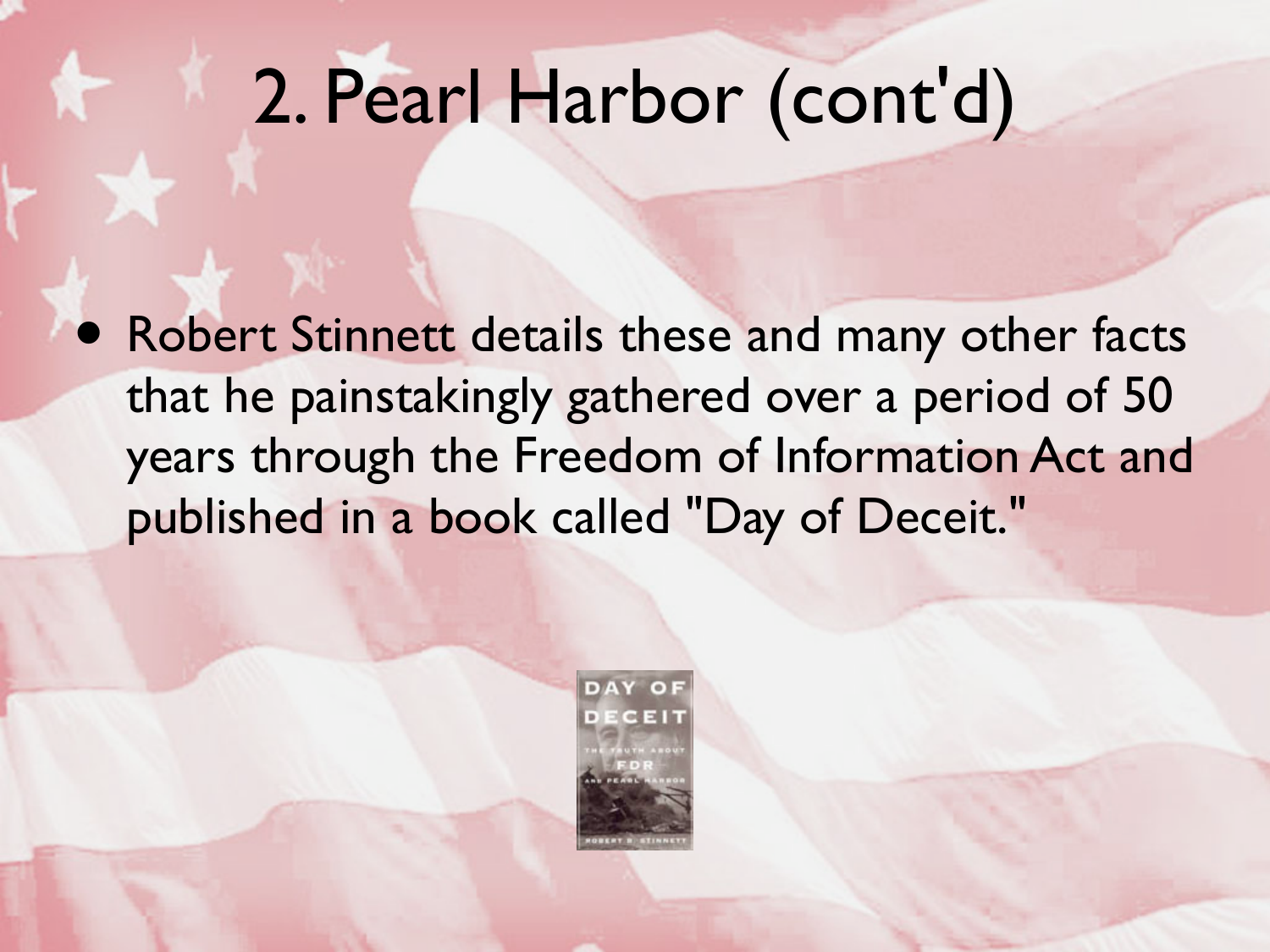# 2. Pearl Harbor (cont'd)

- Robert Stinnett details these and many other facts that he painstakingly gathered over a period of 50 years through the Freedom of Information Act and published in a book called "Day of Deceit."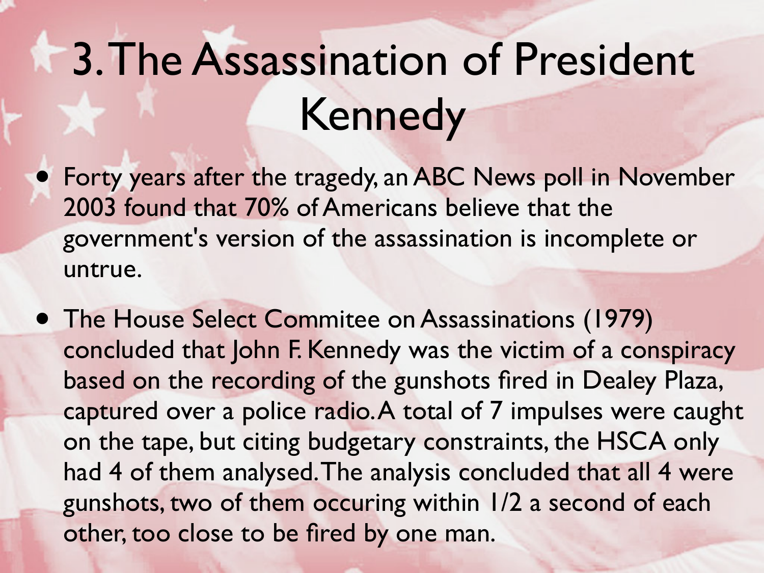# 3. The Assassination of President Kennedy

- Forty years after the tragedy, an ABC News poll in November 2003 found that 70% of Americans believe that the government's version of the assassination is incomplete or untrue.
- The House Select Commitee on Assassinations (1979) concluded that John F. Kennedy was the victim of a conspiracy based on the recording of the gunshots fired in Dealey Plaza, captured over a police radio. A total of 7 impulses were caught on the tape, but citing budgetary constraints, the HSCA only had 4 of them analysed. The analysis concluded that all 4 were gunshots, two of them occuring within 1/2 a second of each other, too close to be fired by one man.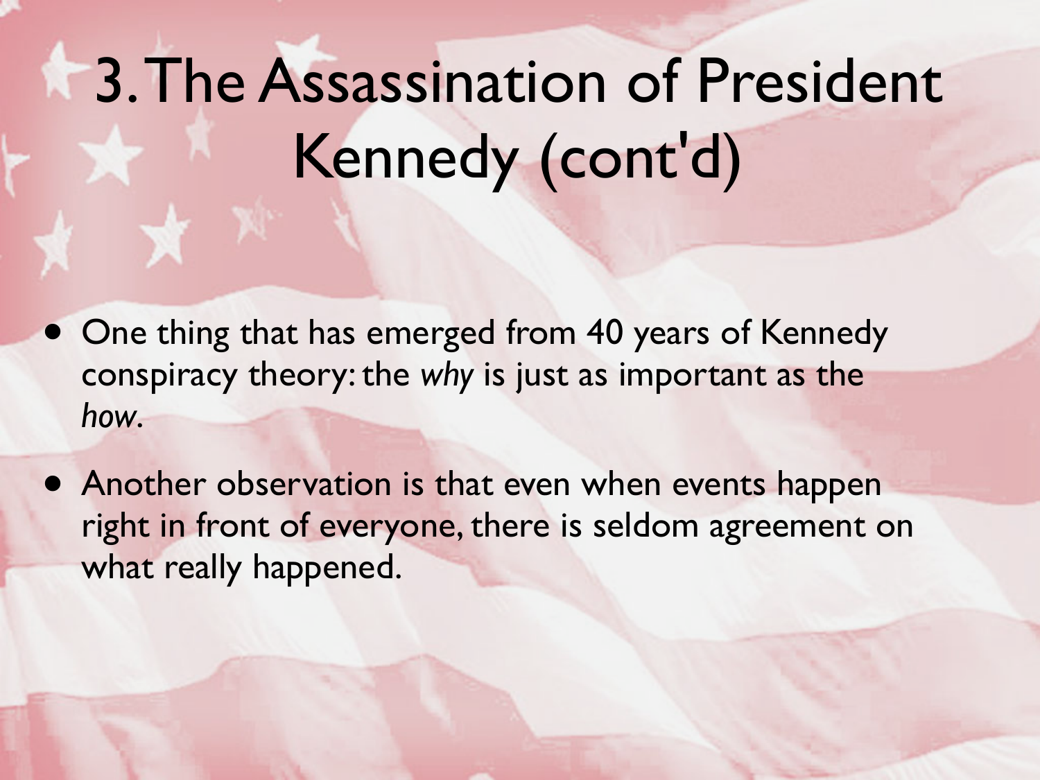# 3. The Assassination of President Kennedy (cont'd)

- One thing that has emerged from 40 years of Kennedy conspiracy theory: the *why* is just as important as the *how*.
- Another observation is that even when events happen right in front of everyone, there is seldom agreement on what really happened.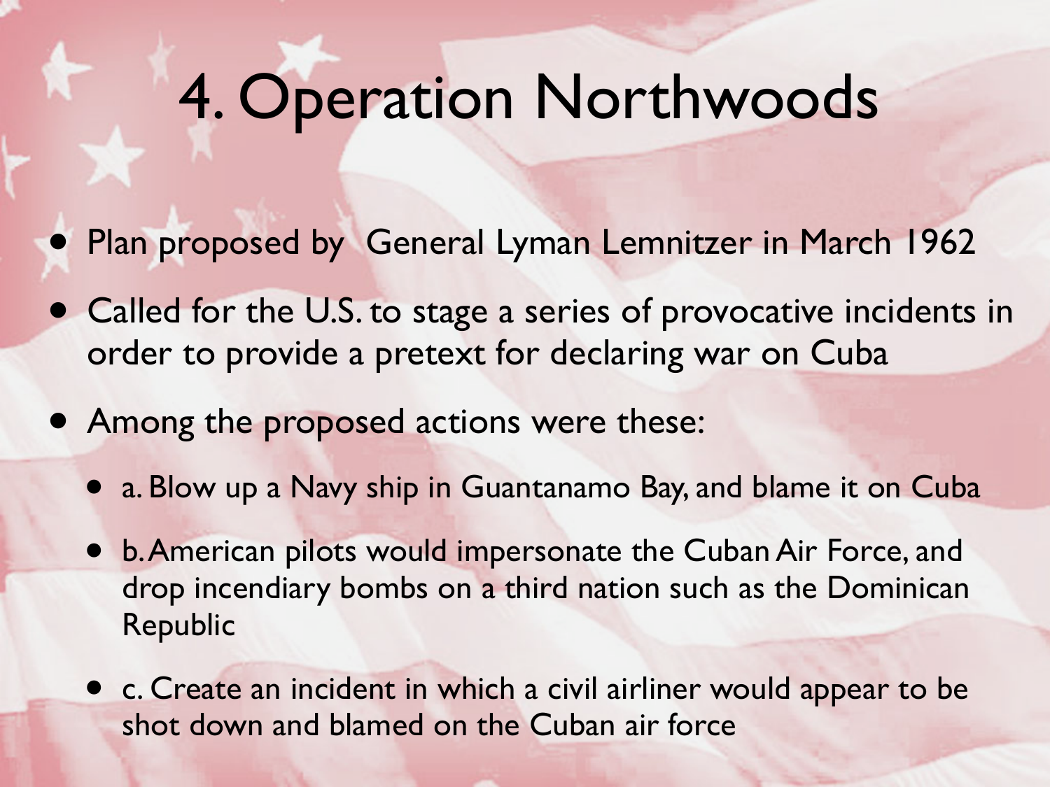# 4. Operation Northwoods

- Plan proposed by General Lyman Lemnitzer in March 1962
- Called for the U.S. to stage a series of provocative incidents in order to provide a pretext for declaring war on Cuba
- Among the proposed actions were these:
  - a. Blow up a Navy ship in Guantanamo Bay, and blame it on Cuba
  - b. American pilots would impersonate the Cuban Air Force, and drop incendiary bombs on a third nation such as the Dominican Republic
  - c. Create an incident in which a civil airliner would appear to be shot down and blamed on the Cuban air force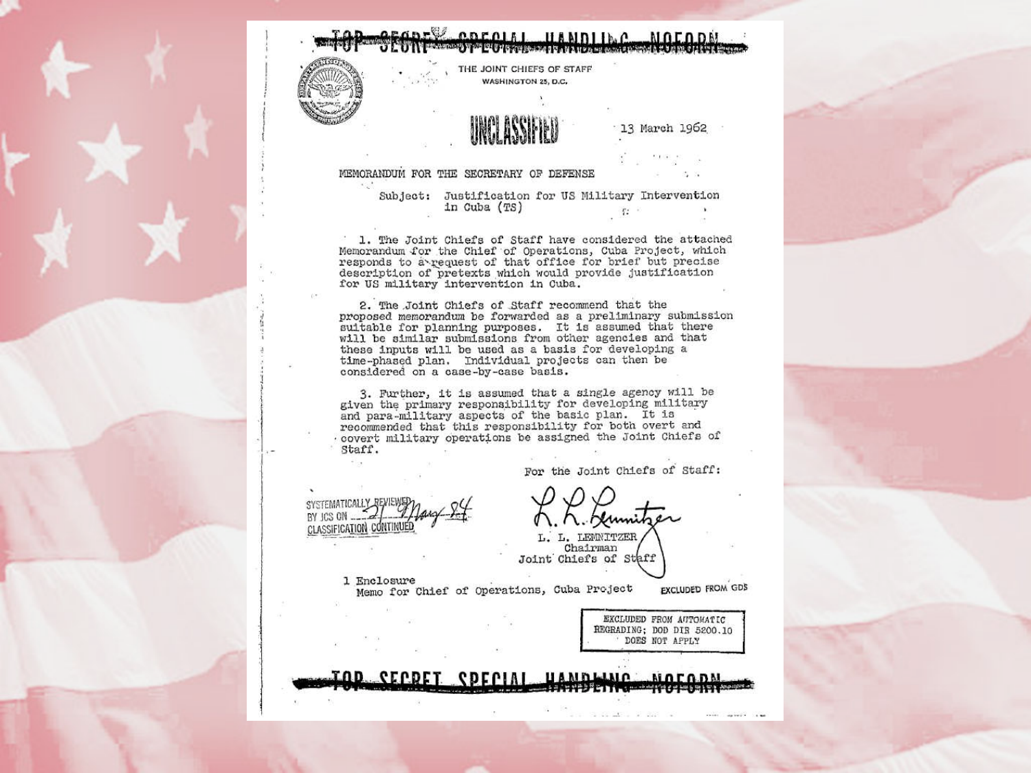~~TOP SECRET SPECIAL HANDLING NOFORN~~

THE JOINT CHIEFS OF STAFF
WASHINGTON 25, D.C.

UNCLASSIFIED

13 March 1962

MEMORANDUM FOR THE SECRETARY OF DEFENSE

Subject: Justification for US Military Intervention in Cuba (TS)

1. The Joint Chiefs of Staff have considered the attached Memorandum for the Chief of Operations, Cuba Project, which responds to a request of that office for brief but precise description of pretexts which would provide justification for US military intervention in Cuba.

2. The Joint Chiefs of Staff recommend that the proposed memorandum be forwarded as a preliminary submission suitable for planning purposes. It is assumed that there will be similar submissions from other agencies and that these inputs will be used as a basis for developing a time-phased plan. Individual projects can then be considered on a case-by-case basis.

3. Further, it is assumed that a single agency will be given the primary responsibility for developing military and para-military aspects of the basic plan. It is recommended that this responsibility for both overt and covert military operations be assigned the Joint Chiefs of Staff.

For the Joint Chiefs of Staff:

SYSTEMATICALLY REVIEWED BY JCS ON 21 May 84
CLASSIFICATION CONTINUED

L. L. Lemnitzer

L. L. LEMNITZER
Chairman
Joint Chiefs of Staff

1 Enclosure
Memo for Chief of Operations, Cuba Project

EXCLUDED FROM GDS

EXCLUDED FROM AUTOMATIC REGRADING; DOD DIR 5200.10 DOES NOT APPLY

~~TOP SECRET SPECIAL HANDLING NOFORN~~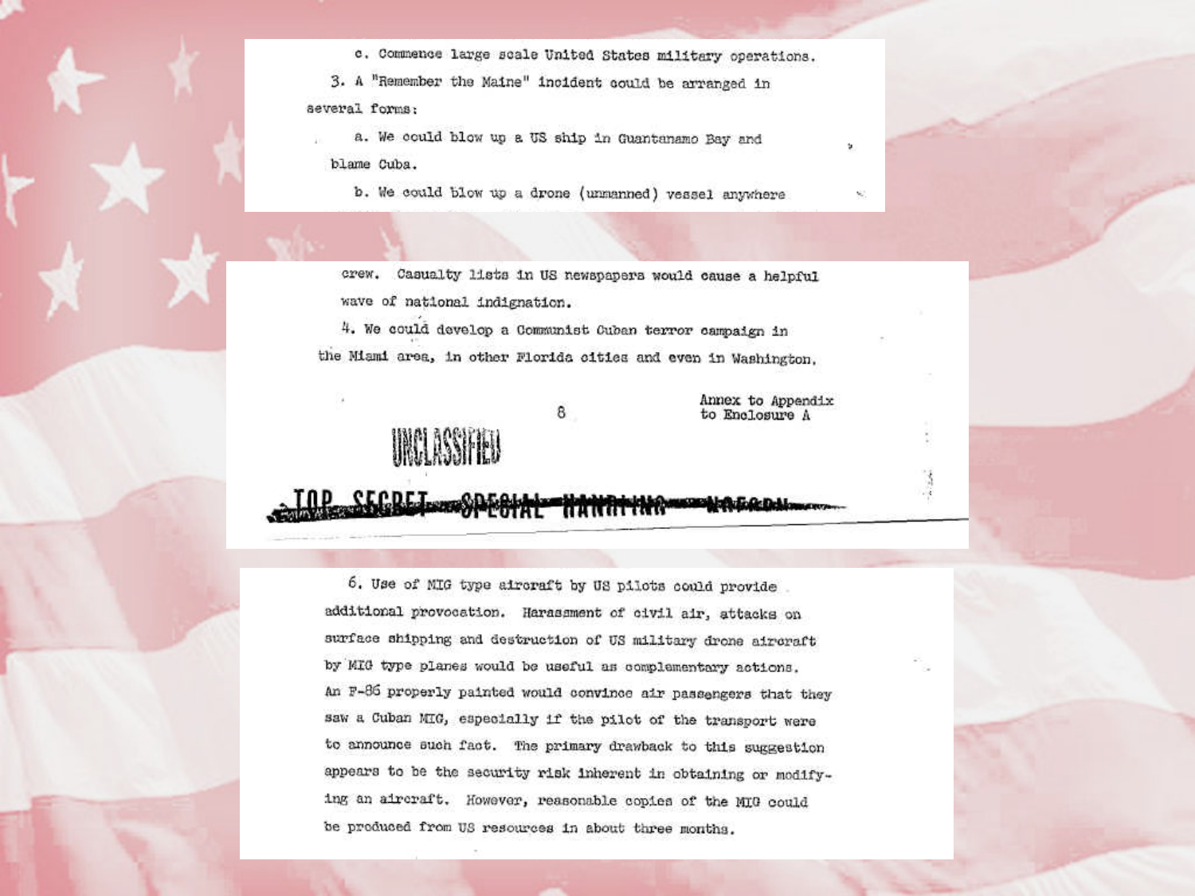c. Commence large scale United States military operations.

3. A "Remember the Maine" incident could be arranged in several forms:

a. We could blow up a US ship in Guantanamo Bay and blame Cuba.

b. We could blow up a drone (unmanned) vessel anywhere

crew. Casualty lists in US newspapers would cause a helpful wave of national indignation.

4. We could develop a Communist Cuban terror campaign in the Miami area, in other Florida cities and even in Washington.

Annex to Appendix to Enclosure A

UNCLASSIFIED

~~TOP SECRET SPECIAL HANDLING NOFORN~~

6. Use of MIG type aircraft by US pilots could provide additional provocation. Harassment of civil air, attacks on surface shipping and destruction of US military drone aircraft by MIG type planes would be useful as complementary actions. An F-86 properly painted would convince air passengers that they saw a Cuban MIG, especially if the pilot of the transport were to announce such fact. The primary drawback to this suggestion appears to be the security risk inherent in obtaining or modifying an aircraft. However, reasonable copies of the MIG could be produced from US resources in about three months.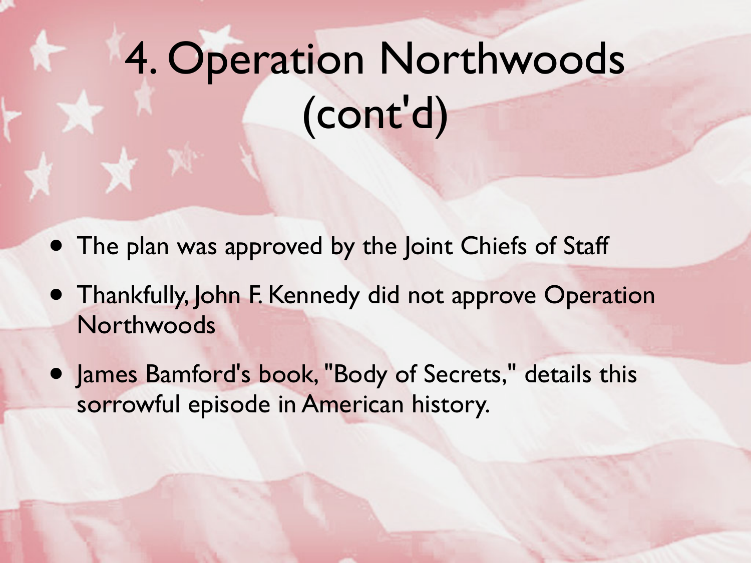# 4. Operation Northwoods (cont'd)

- The plan was approved by the Joint Chiefs of Staff
- Thankfully, John F. Kennedy did not approve Operation Northwoods
- James Bamford's book, "Body of Secrets," details this sorrowful episode in American history.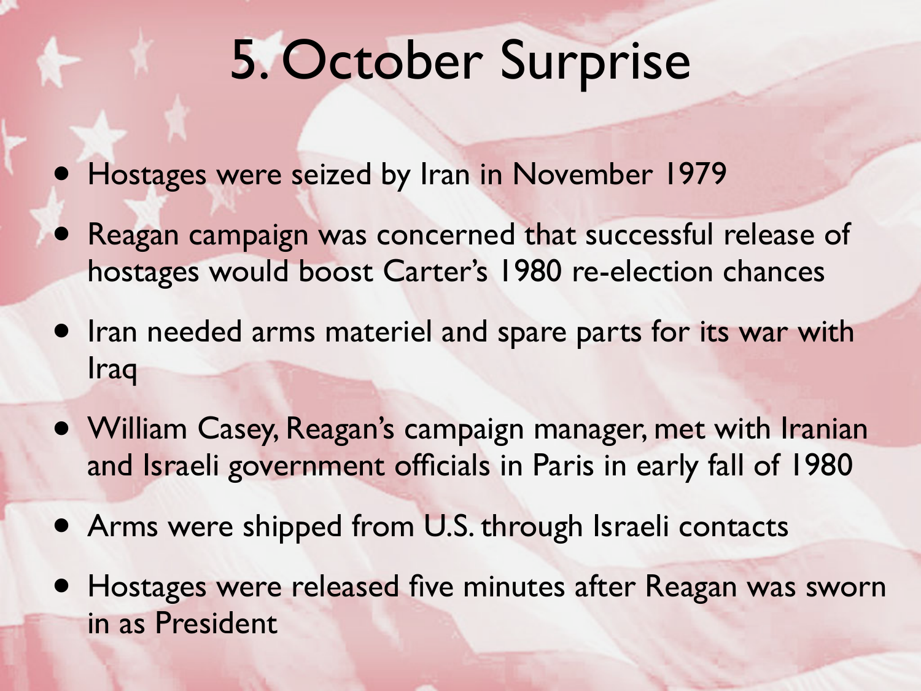# 5. October Surprise

- Hostages were seized by Iran in November 1979
- Reagan campaign was concerned that successful release of hostages would boost Carter's 1980 re-election chances
- Iran needed arms materiel and spare parts for its war with Iraq
- William Casey, Reagan's campaign manager, met with Iranian and Israeli government officials in Paris in early fall of 1980
- Arms were shipped from U.S. through Israeli contacts
- Hostages were released five minutes after Reagan was sworn in as President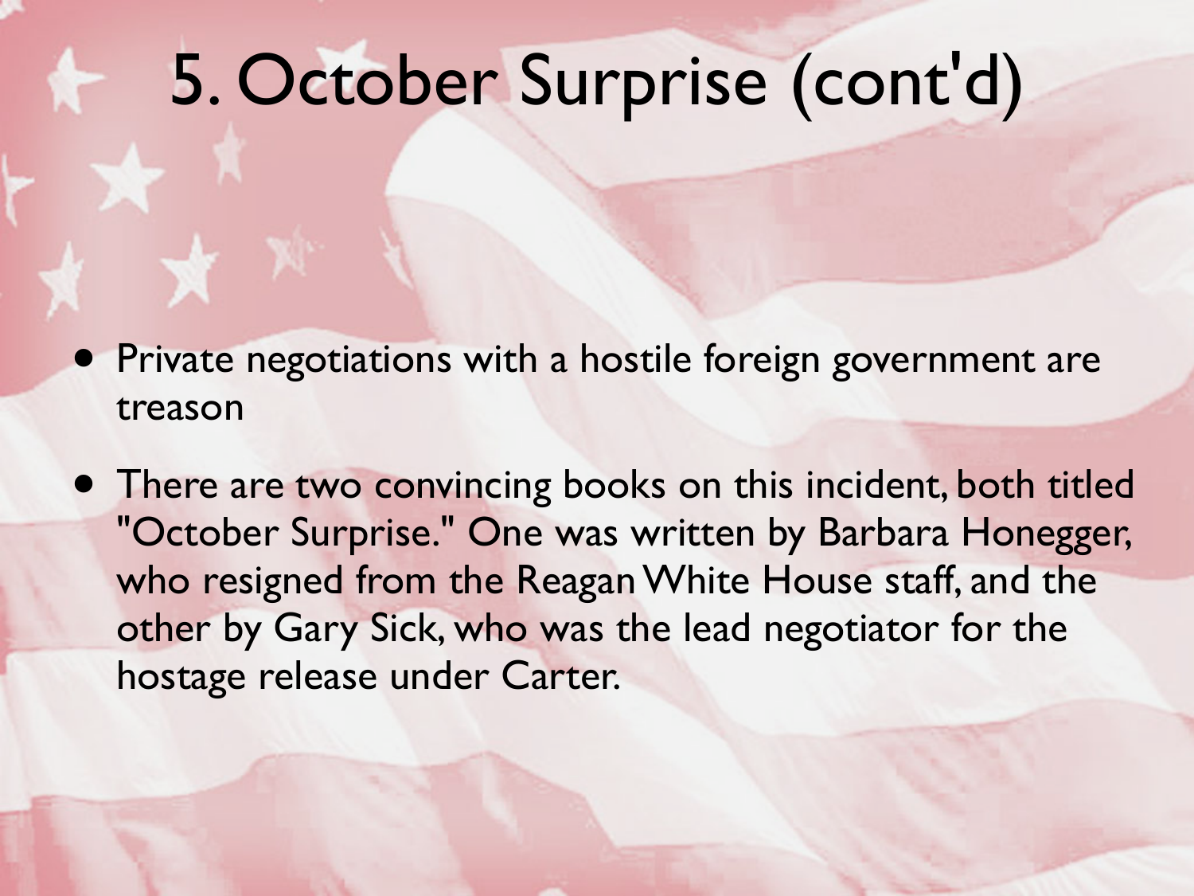# 5. October Surprise (cont'd)

- Private negotiations with a hostile foreign government are treason
- There are two convincing books on this incident, both titled "October Surprise." One was written by Barbara Honegger, who resigned from the Reagan White House staff, and the other by Gary Sick, who was the lead negotiator for the hostage release under Carter.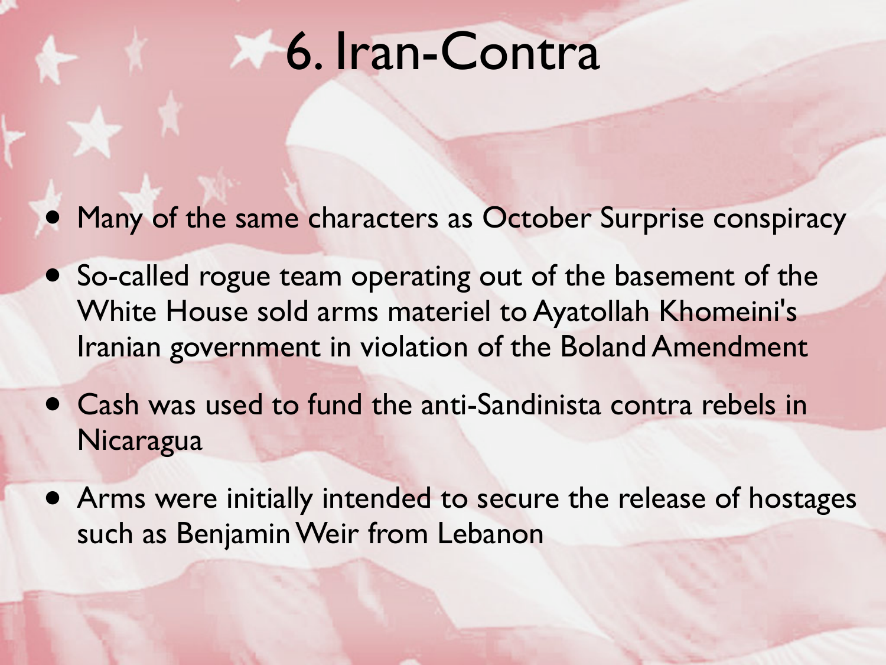# 6. Iran-Contra

- Many of the same characters as October Surprise conspiracy
- So-called rogue team operating out of the basement of the White House sold arms materiel to Ayatollah Khomeini's Iranian government in violation of the Boland Amendment
- Cash was used to fund the anti-Sandinista contra rebels in Nicaragua
- Arms were initially intended to secure the release of hostages such as Benjamin Weir from Lebanon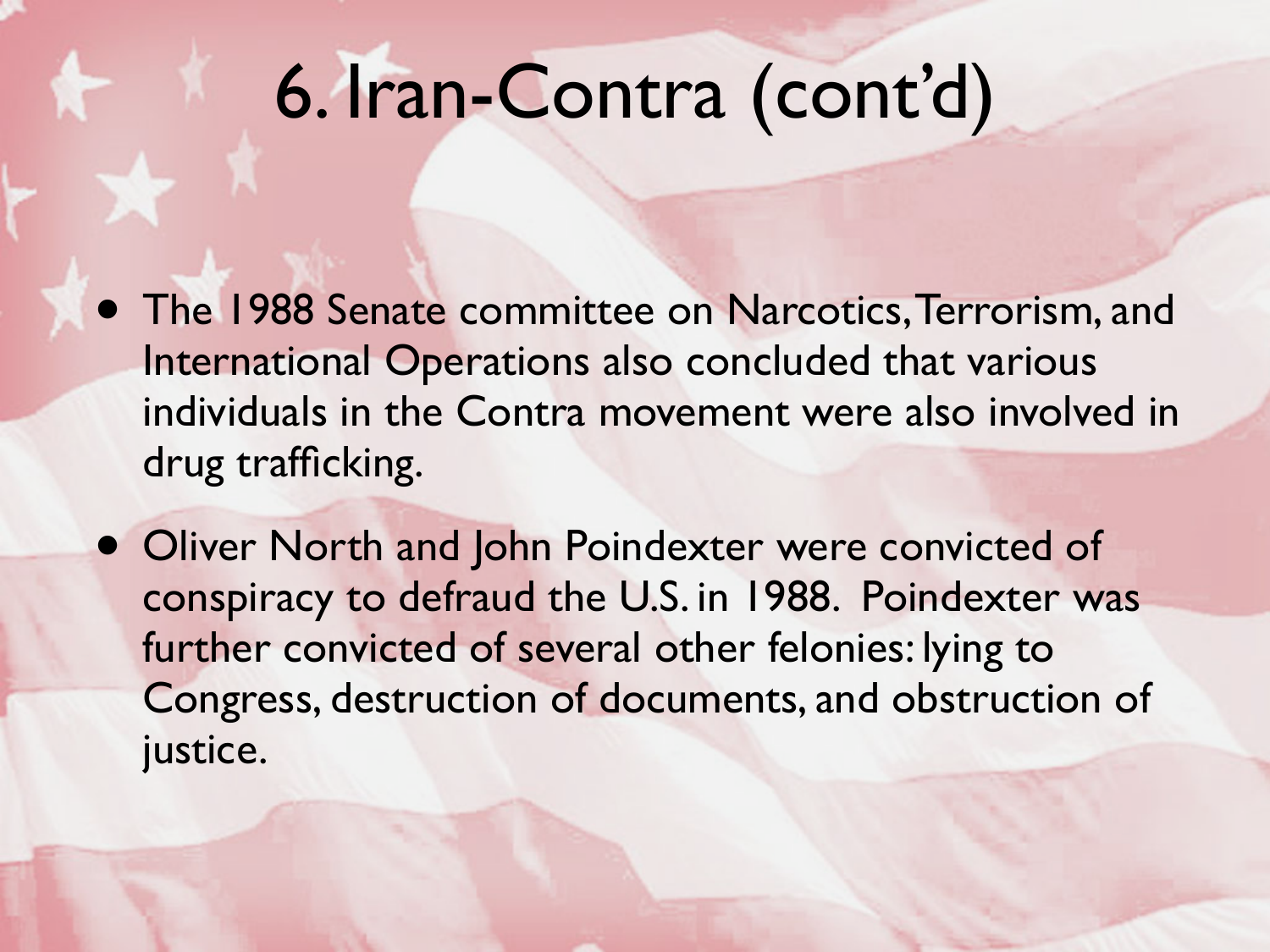# 6. Iran-Contra (cont'd)

- The 1988 Senate committee on Narcotics, Terrorism, and International Operations also concluded that various individuals in the Contra movement were also involved in drug trafficking.
- Oliver North and John Poindexter were convicted of conspiracy to defraud the U.S. in 1988. Poindexter was further convicted of several other felonies: lying to Congress, destruction of documents, and obstruction of justice.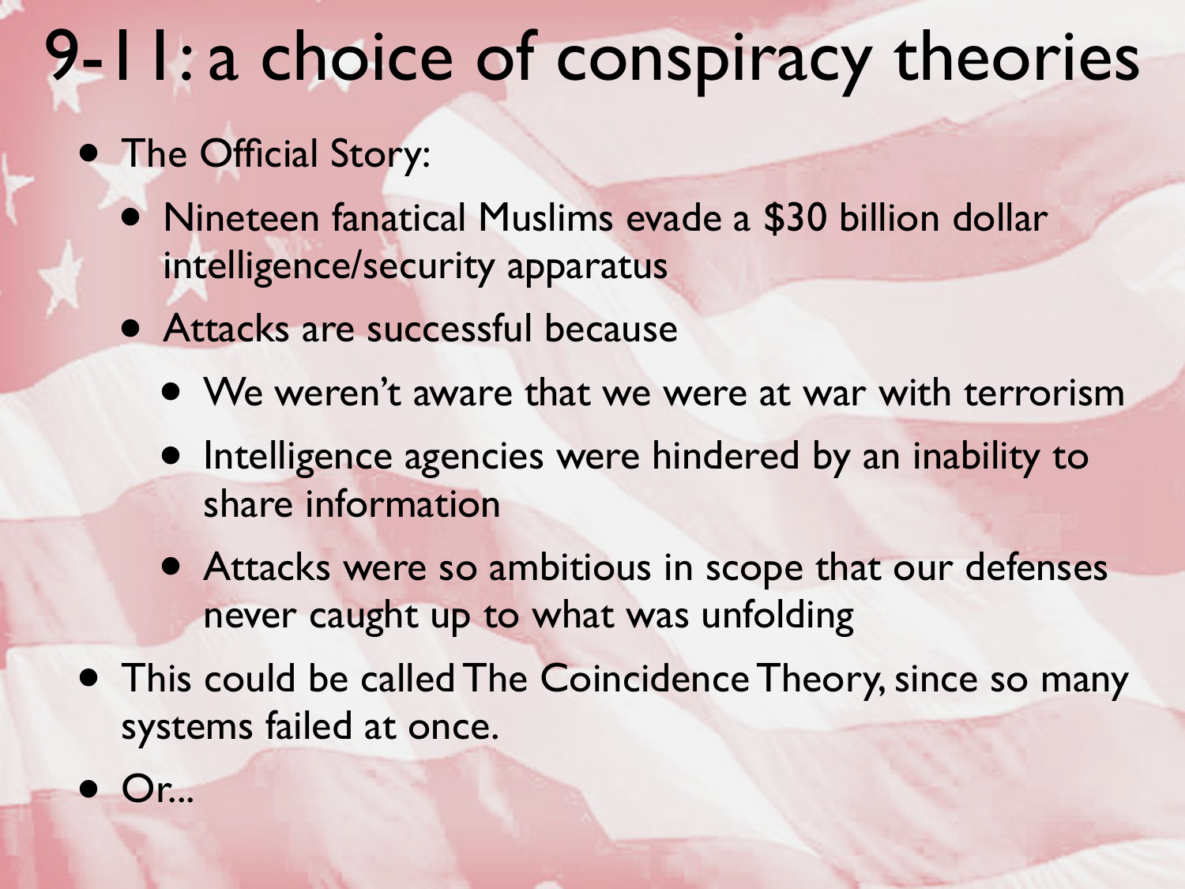# 9-11: a choice of conspiracy theories

- The Official Story:
  - Nineteen fanatical Muslims evade a $30 billion dollar intelligence/security apparatus
  - Attacks are successful because
    - We weren't aware that we were at war with terrorism
    - Intelligence agencies were hindered by an inability to share information
    - Attacks were so ambitious in scope that our defenses never caught up to what was unfolding
- This could be called The Coincidence Theory, since so many systems failed at once.
- Or...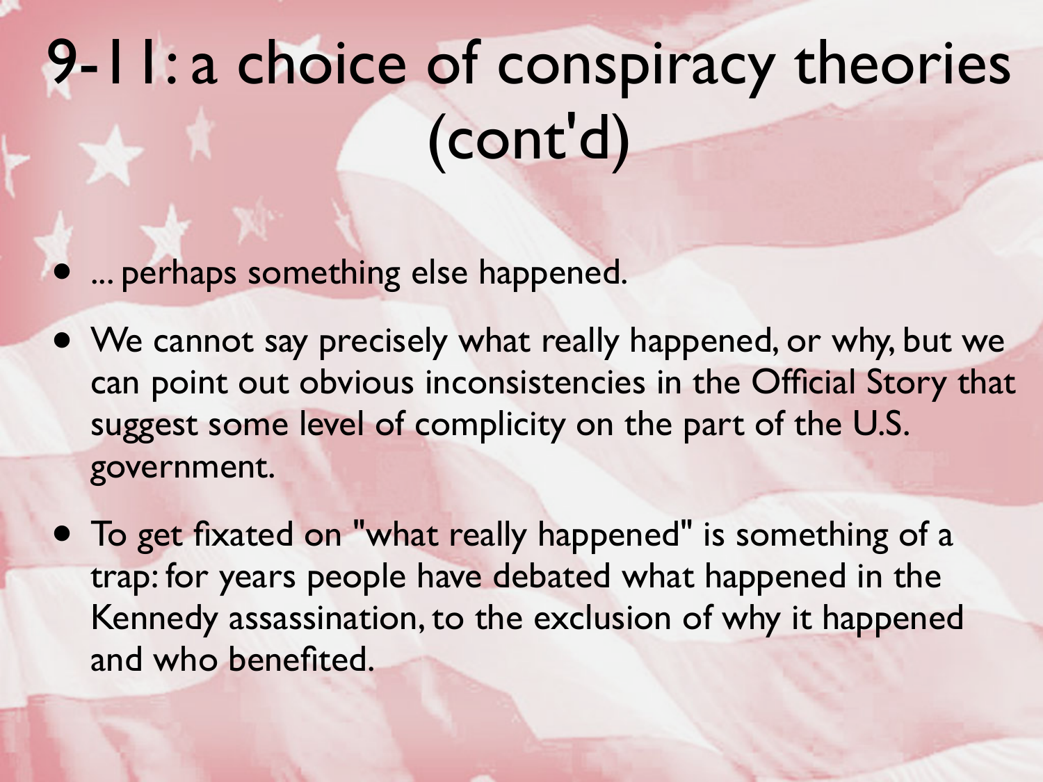# 9-11: a choice of conspiracy theories (cont'd)

- ... perhaps something else happened.
- We cannot say precisely what really happened, or why, but we can point out obvious inconsistencies in the Official Story that suggest some level of complicity on the part of the U.S. government.
- To get fixated on "what really happened" is something of a trap: for years people have debated what happened in the Kennedy assassination, to the exclusion of why it happened and who benefited.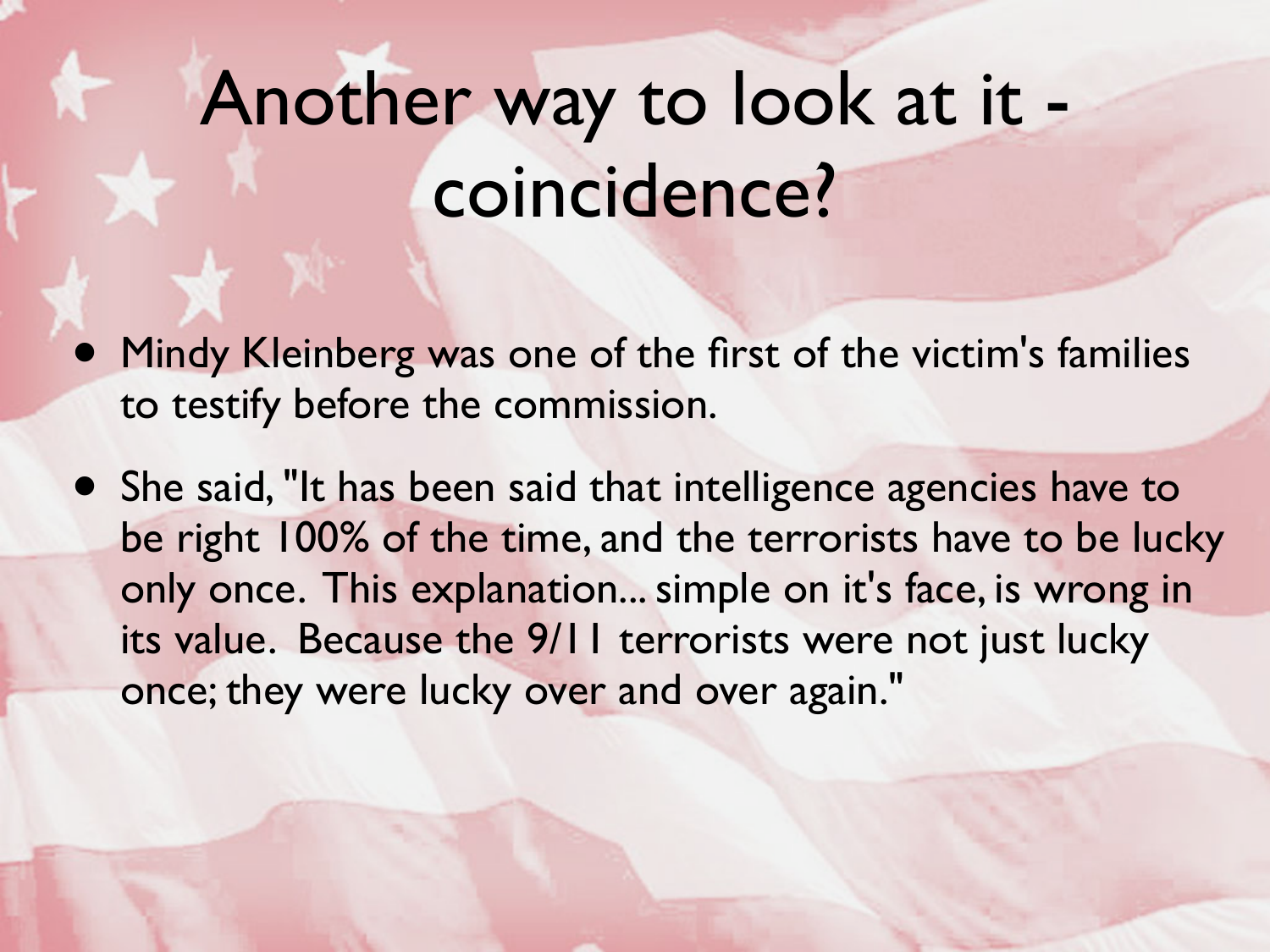# Another way to look at it - coincidence?

- Mindy Kleinberg was one of the first of the victim's families to testify before the commission.
- She said, "It has been said that intelligence agencies have to be right 100% of the time, and the terrorists have to be lucky only once. This explanation... simple on it's face, is wrong in its value. Because the 9/11 terrorists were not just lucky once; they were lucky over and over again."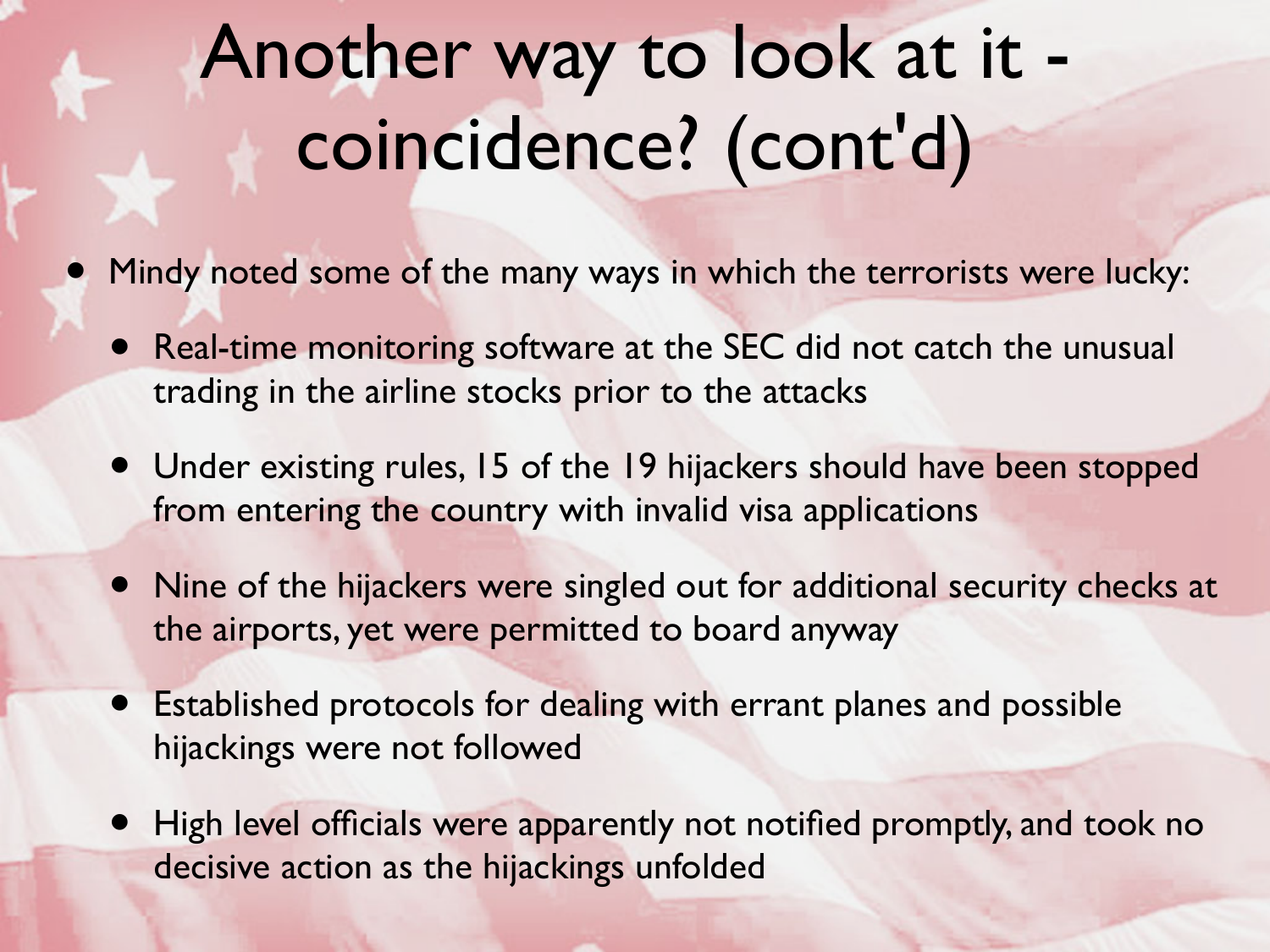# Another way to look at it - coincidence? (cont'd)

- Mindy noted some of the many ways in which the terrorists were lucky:
  - Real-time monitoring software at the SEC did not catch the unusual trading in the airline stocks prior to the attacks
  - Under existing rules, 15 of the 19 hijackers should have been stopped from entering the country with invalid visa applications
  - Nine of the hijackers were singled out for additional security checks at the airports, yet were permitted to board anyway
  - Established protocols for dealing with errant planes and possible hijackings were not followed
  - High level officials were apparently not notified promptly, and took no decisive action as the hijackings unfolded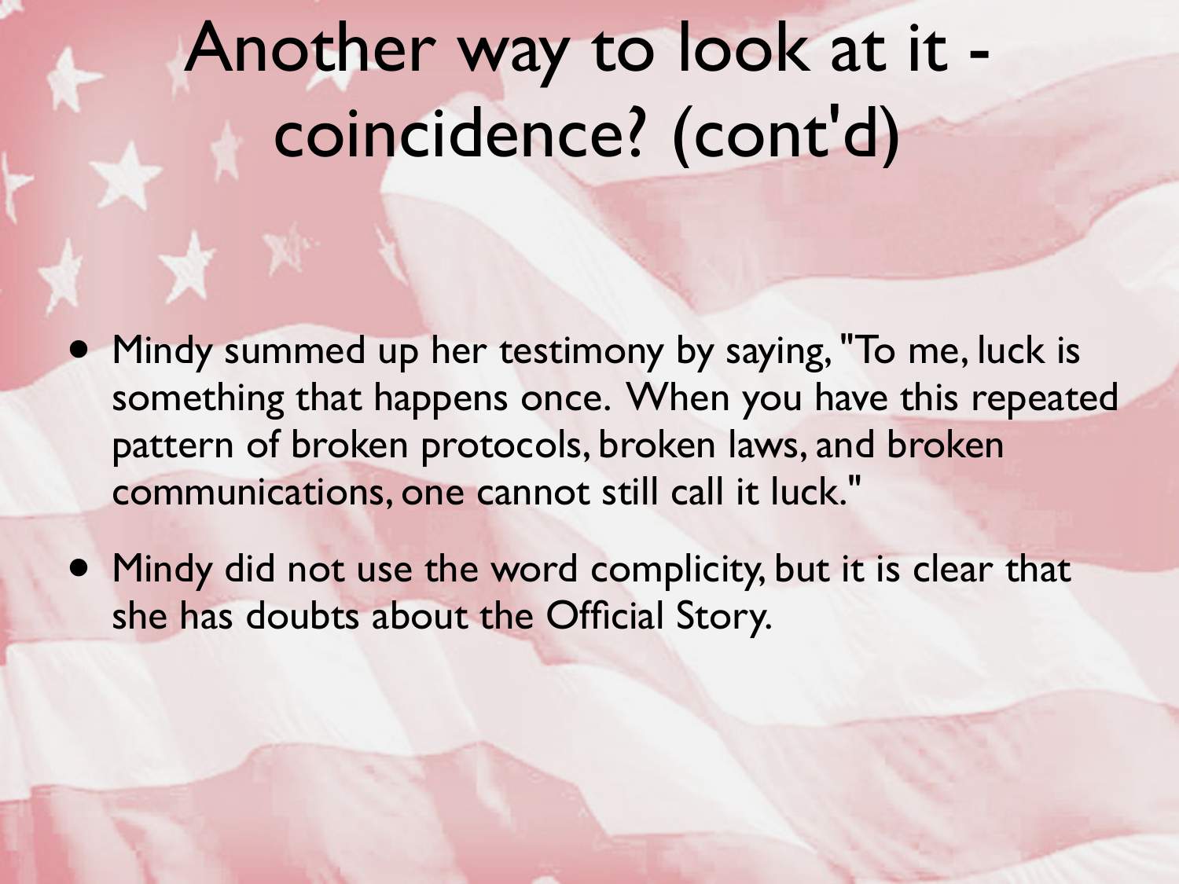# Another way to look at it - coincidence? (cont'd)

- Mindy summed up her testimony by saying, "To me, luck is something that happens once. When you have this repeated pattern of broken protocols, broken laws, and broken communications, one cannot still call it luck."
- Mindy did not use the word complicity, but it is clear that she has doubts about the Official Story.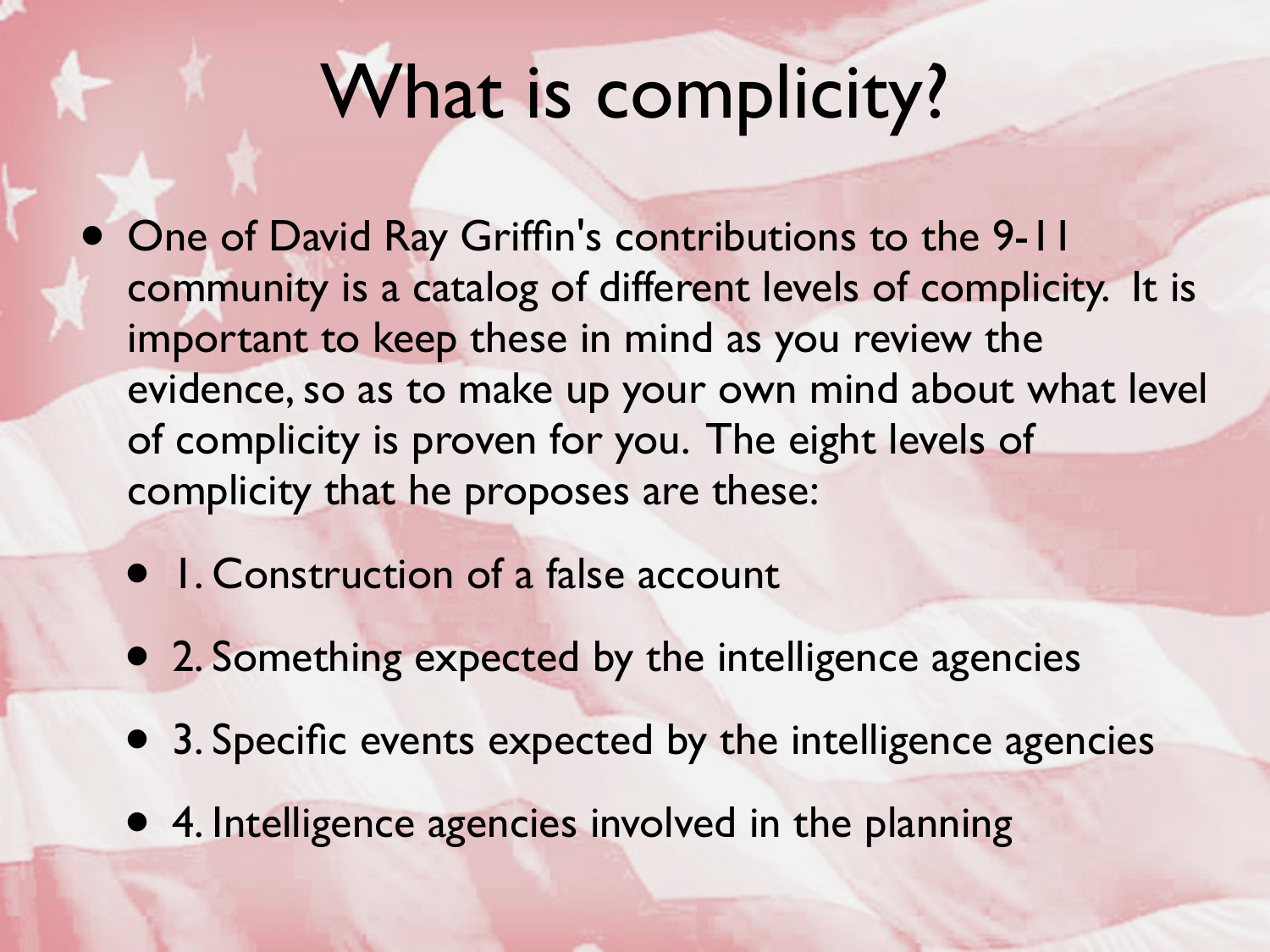# What is complicity?

- One of David Ray Griffin's contributions to the 9-11 community is a catalog of different levels of complicity. It is important to keep these in mind as you review the evidence, so as to make up your own mind about what level of complicity is proven for you. The eight levels of complicity that he proposes are these:
  - 1. Construction of a false account
  - 2. Something expected by the intelligence agencies
  - 3. Specific events expected by the intelligence agencies
  - 4. Intelligence agencies involved in the planning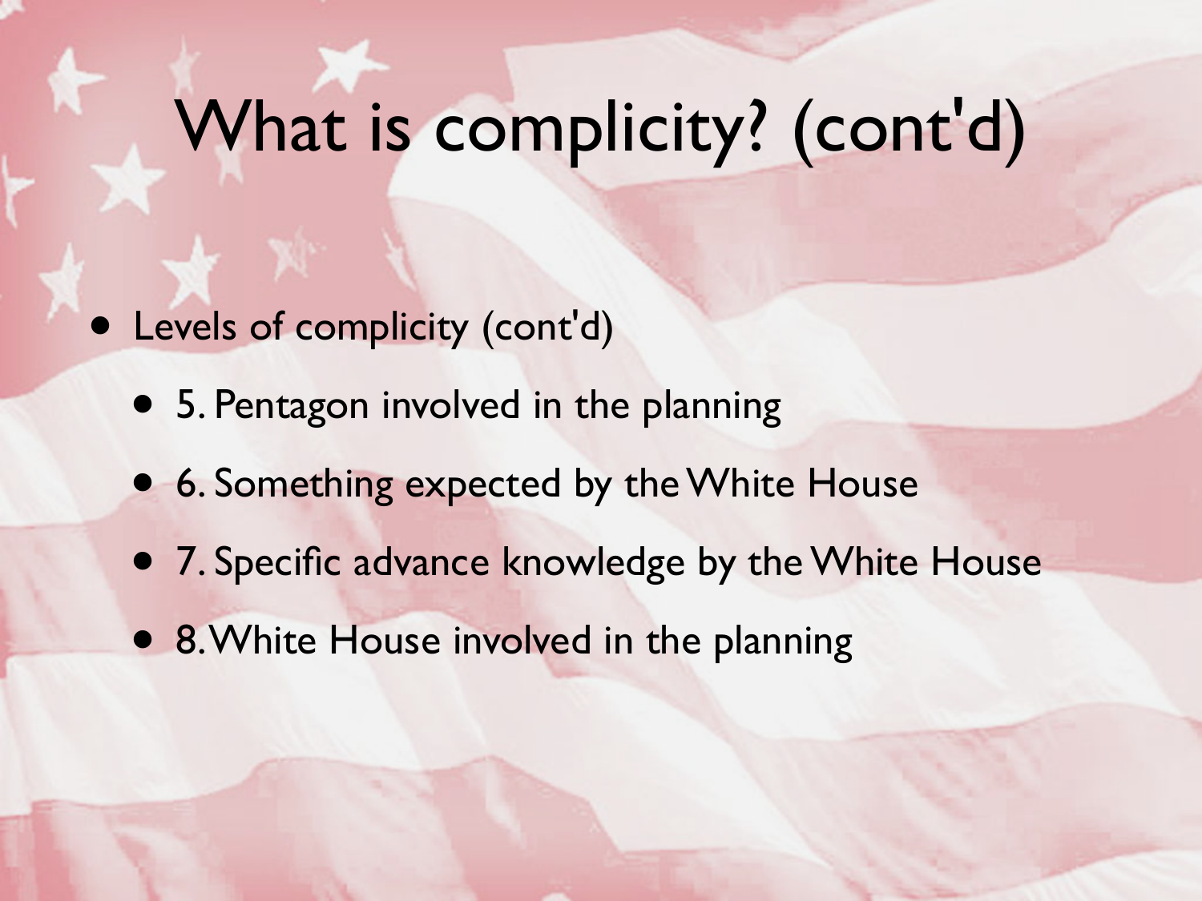# What is complicity? (cont'd)

- Levels of complicity (cont'd)
  - 5. Pentagon involved in the planning
  - 6. Something expected by the White House
  - 7. Specific advance knowledge by the White House
  - 8. White House involved in the planning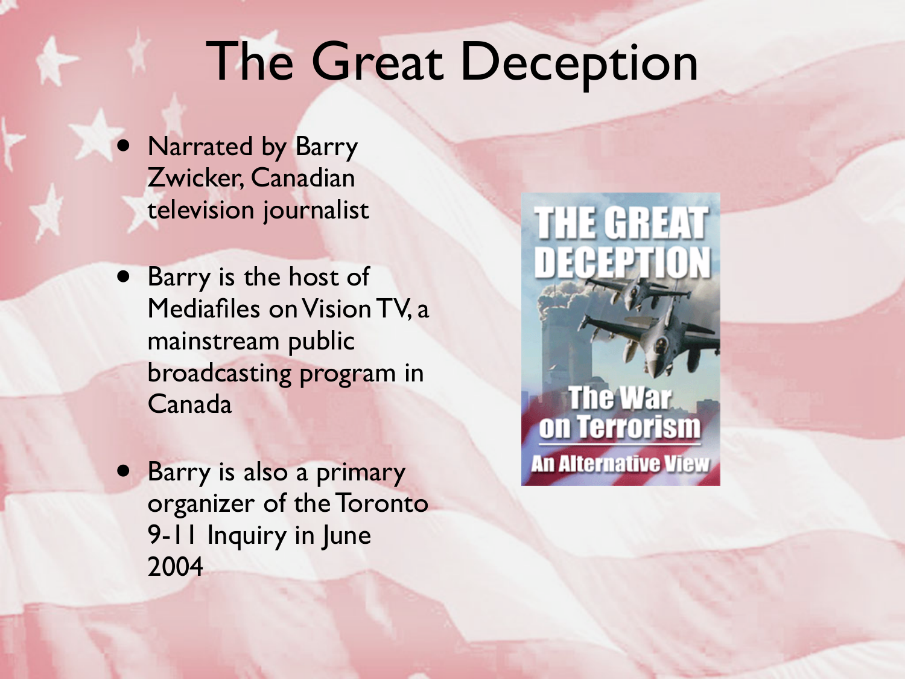# The Great Deception

- Narrated by Barry Zwicker, Canadian television journalist
- Barry is the host of Mediafiles on Vision TV, a mainstream public broadcasting program in Canada
- Barry is also a primary organizer of the Toronto 9-11 Inquiry in June 2004

THE GREAT DECEPTION

The War on Terrorism

An Alternative View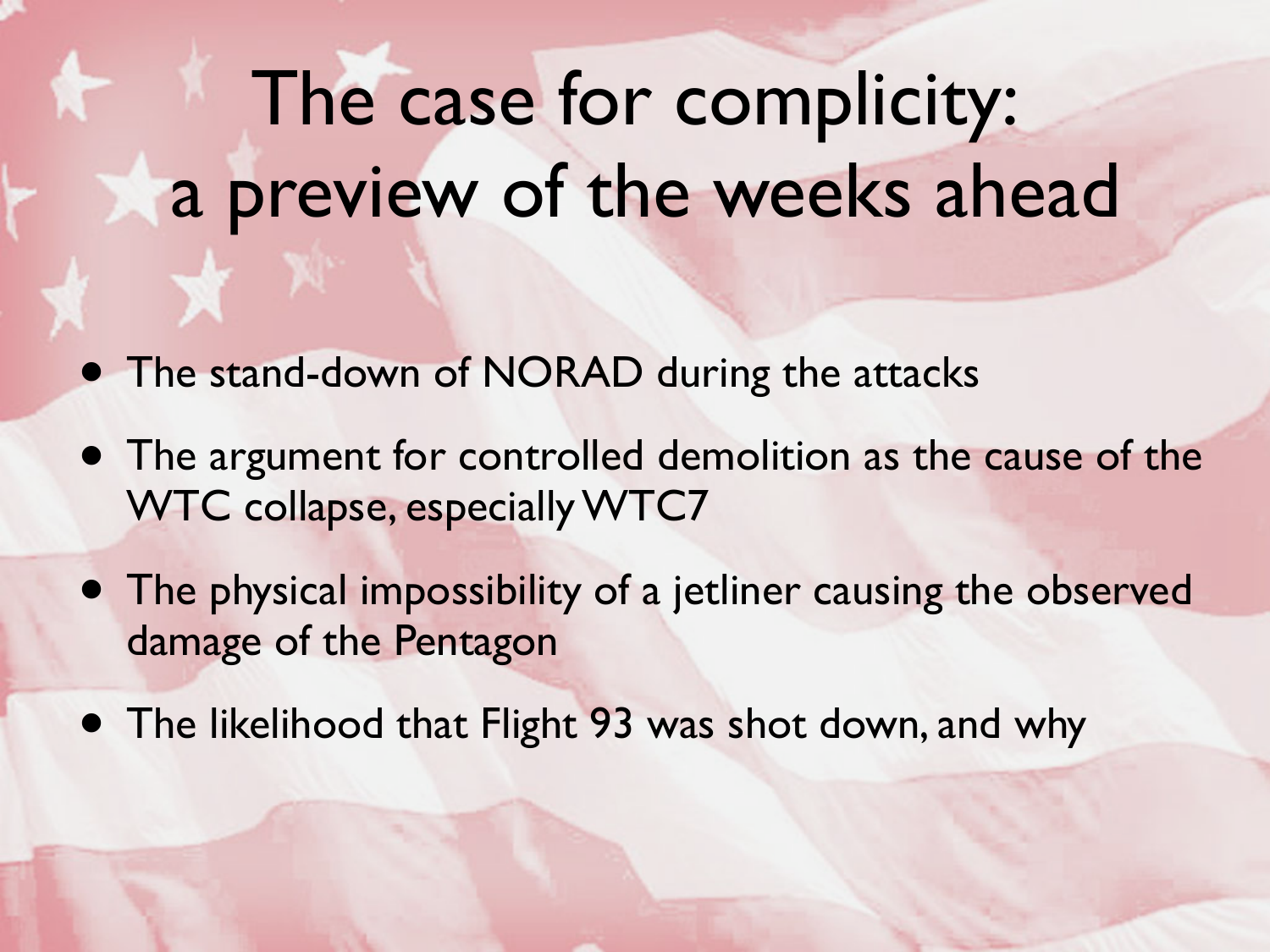# The case for complicity: a preview of the weeks ahead

- The stand-down of NORAD during the attacks
- The argument for controlled demolition as the cause of the WTC collapse, especially WTC7
- The physical impossibility of a jetliner causing the observed damage of the Pentagon
- The likelihood that Flight 93 was shot down, and why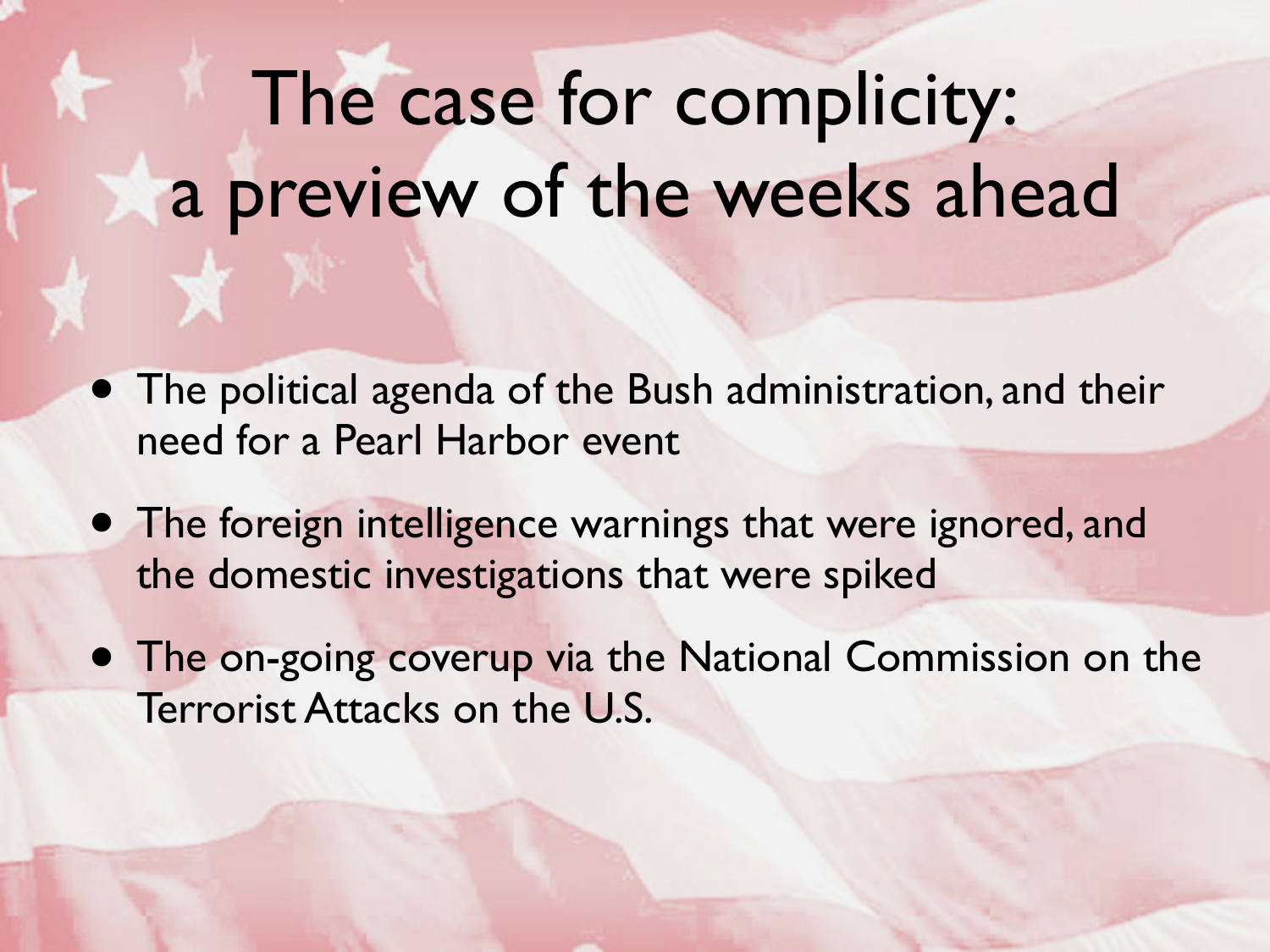# The case for complicity: a preview of the weeks ahead

- The political agenda of the Bush administration, and their need for a Pearl Harbor event
- The foreign intelligence warnings that were ignored, and the domestic investigations that were spiked
- The on-going coverup via the National Commission on the Terrorist Attacks on the U.S.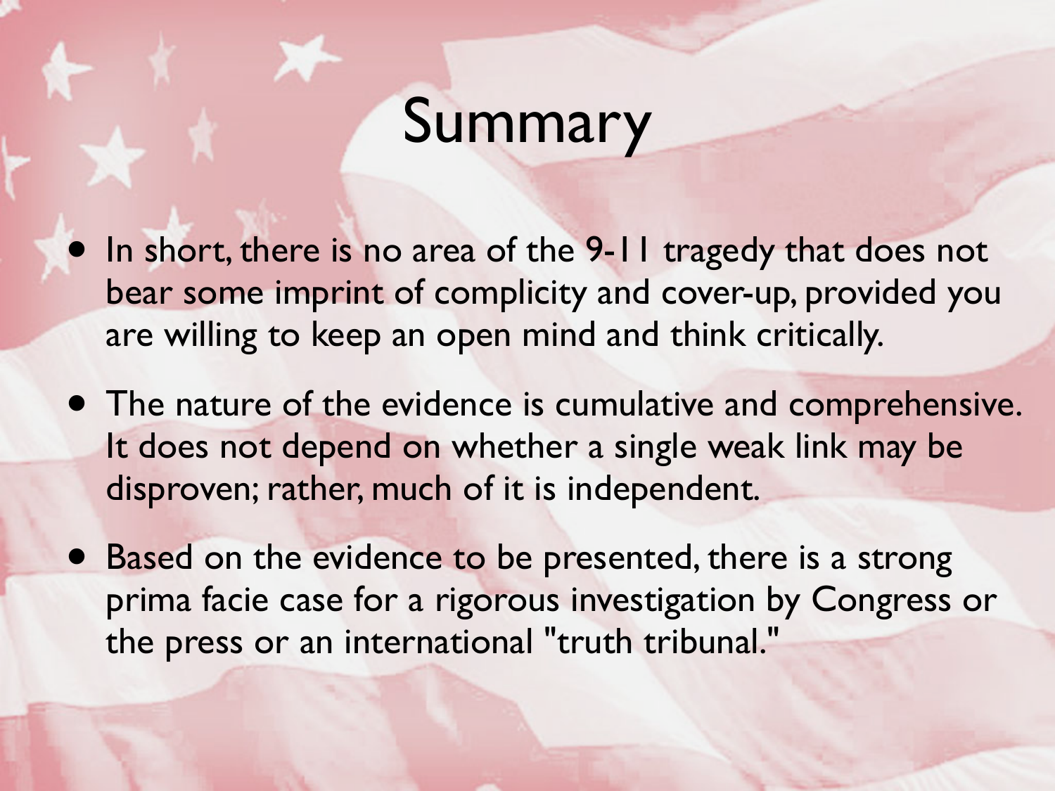# Summary

- In short, there is no area of the 9-11 tragedy that does not bear some imprint of complicity and cover-up, provided you are willing to keep an open mind and think critically.
- The nature of the evidence is cumulative and comprehensive. It does not depend on whether a single weak link may be disproven; rather, much of it is independent.
- Based on the evidence to be presented, there is a strong prima facie case for a rigorous investigation by Congress or the press or an international "truth tribunal."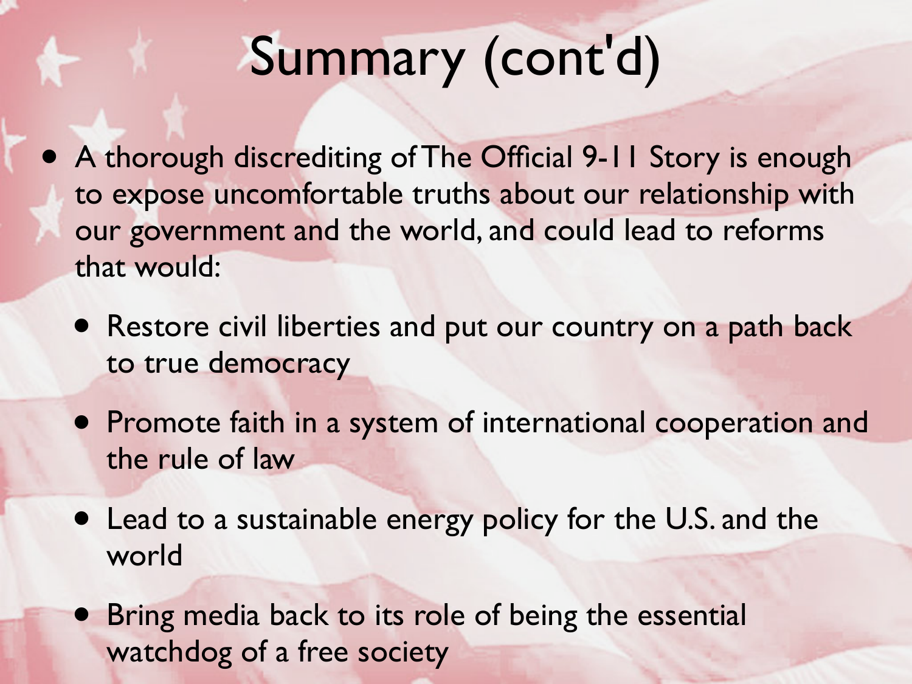# Summary (cont'd)

- A thorough discrediting of The Official 9-11 Story is enough to expose uncomfortable truths about our relationship with our government and the world, and could lead to reforms that would:
  - Restore civil liberties and put our country on a path back to true democracy
  - Promote faith in a system of international cooperation and the rule of law
  - Lead to a sustainable energy policy for the U.S. and the world
  - Bring media back to its role of being the essential watchdog of a free society